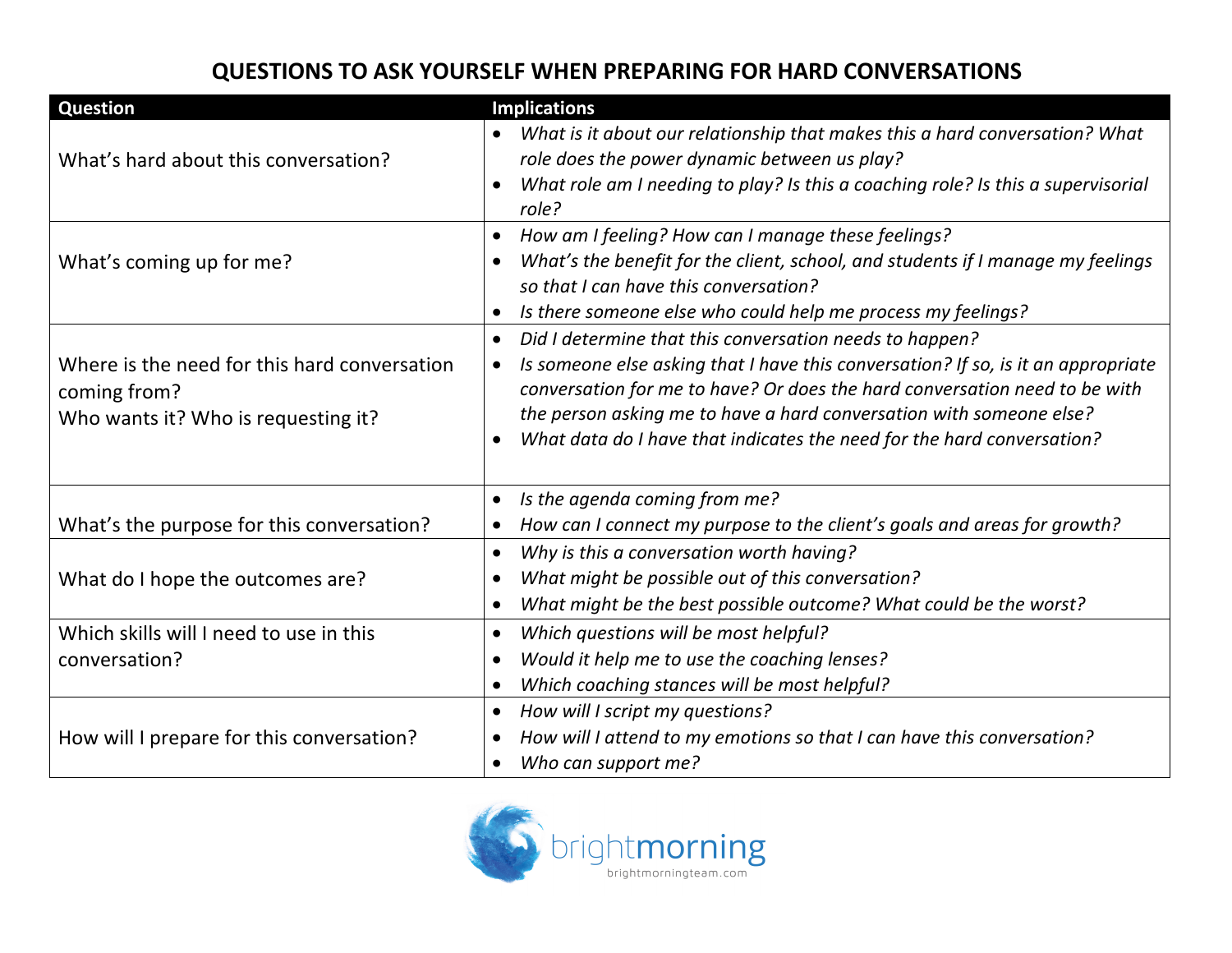# QUESTIONS TO ASK YOURSELF WHEN PREPARING FOR HARD CONVERSATIONS

| Question | Implications |
| --- | --- |
| What's hard about this conversation? | • *What is it about our relationship that makes this a hard conversation? What role does the power dynamic between us play?*<br>• *What role am I needing to play? Is this a coaching role? Is this a supervisorial role?* |
| What's coming up for me? | • *How am I feeling? How can I manage these feelings?*<br>• *What's the benefit for the client, school, and students if I manage my feelings so that I can have this conversation?*<br>• *Is there someone else who could help me process my feelings?* |
| Where is the need for this hard conversation coming from?<br>Who wants it? Who is requesting it? | • *Did I determine that this conversation needs to happen?*<br>• *Is someone else asking that I have this conversation? If so, is it an appropriate conversation for me to have? Or does the hard conversation need to be with the person asking me to have a hard conversation with someone else?*<br>• *What data do I have that indicates the need for the hard conversation?* |
| What's the purpose for this conversation? | • *Is the agenda coming from me?*<br>• *How can I connect my purpose to the client's goals and areas for growth?* |
| What do I hope the outcomes are? | • *Why is this a conversation worth having?*<br>• *What might be possible out of this conversation?*<br>• *What might be the best possible outcome? What could be the worst?* |
| Which skills will I need to use in this conversation? | • *Which questions will be most helpful?*<br>• *Would it help me to use the coaching lenses?*<br>• *Which coaching stances will be most helpful?* |
| How will I prepare for this conversation? | • *How will I script my questions?*<br>• *How will I attend to my emotions so that I can have this conversation?*<br>• *Who can support me?* |

brightmorning
brightmorningteam.com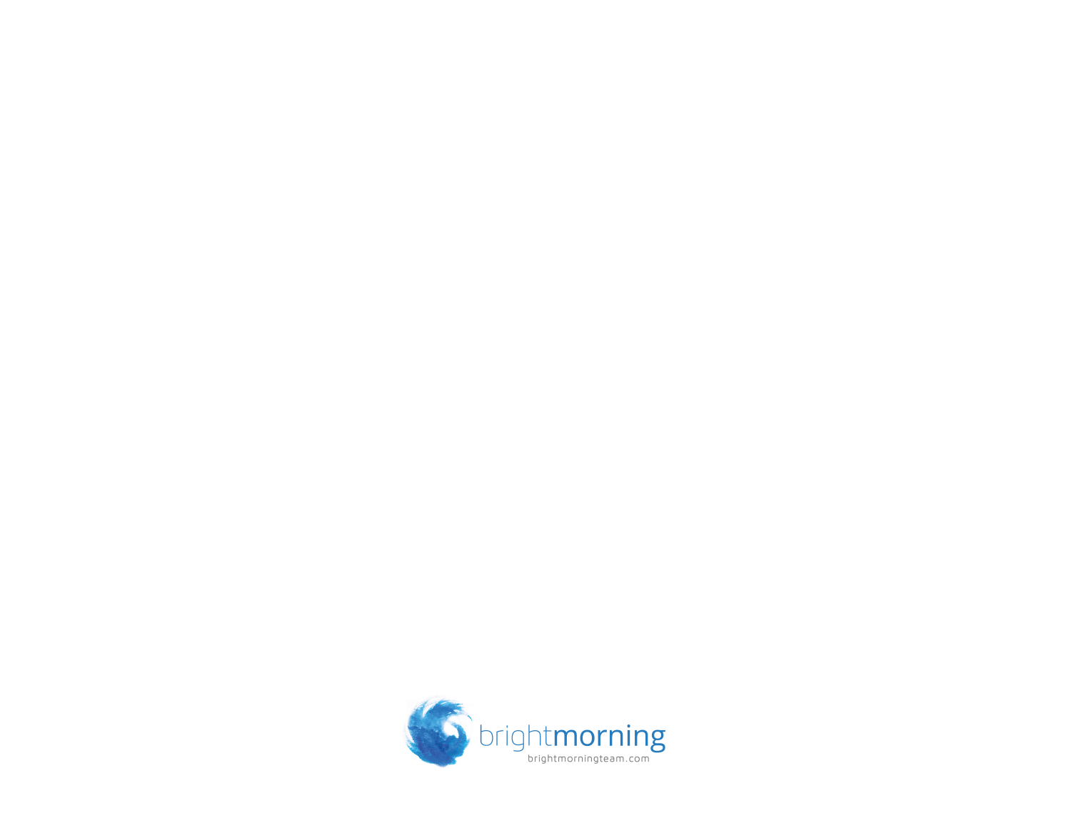brightmorning

brightmorningteam.com